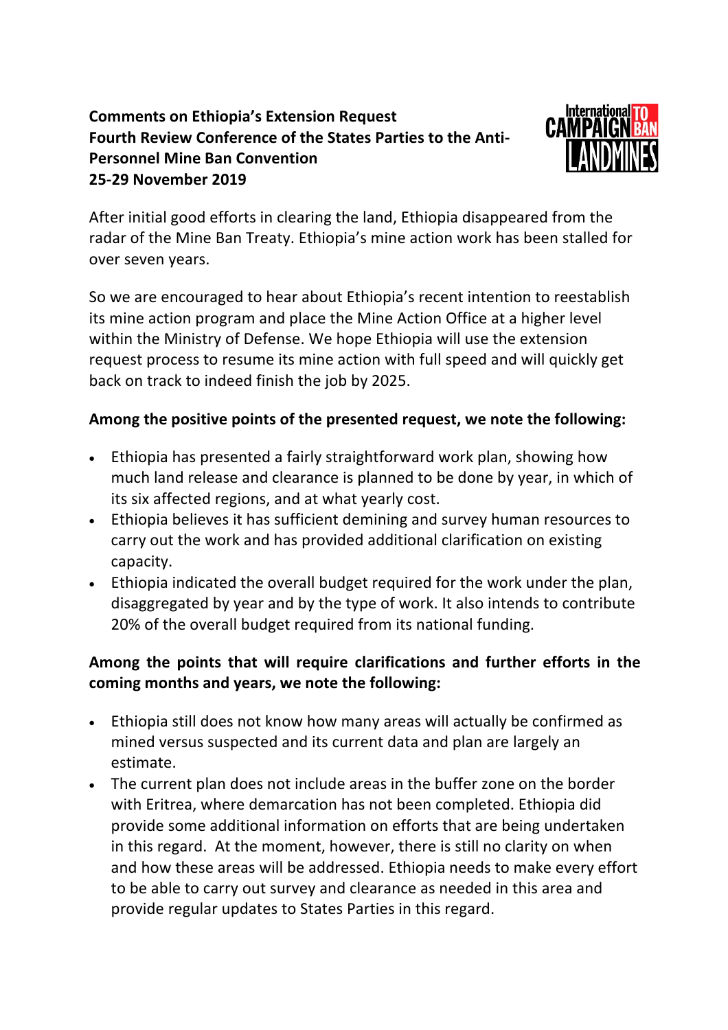**Comments on Ethiopia's Extension Request**
**Fourth Review Conference of the States Parties to the Anti-Personnel Mine Ban Convention**
**25-29 November 2019**

After initial good efforts in clearing the land, Ethiopia disappeared from the radar of the Mine Ban Treaty. Ethiopia's mine action work has been stalled for over seven years.

So we are encouraged to hear about Ethiopia's recent intention to reestablish its mine action program and place the Mine Action Office at a higher level within the Ministry of Defense. We hope Ethiopia will use the extension request process to resume its mine action with full speed and will quickly get back on track to indeed finish the job by 2025.

**Among the positive points of the presented request, we note the following:**

- Ethiopia has presented a fairly straightforward work plan, showing how much land release and clearance is planned to be done by year, in which of its six affected regions, and at what yearly cost.
- Ethiopia believes it has sufficient demining and survey human resources to carry out the work and has provided additional clarification on existing capacity.
- Ethiopia indicated the overall budget required for the work under the plan, disaggregated by year and by the type of work. It also intends to contribute 20% of the overall budget required from its national funding.

**Among the points that will require clarifications and further efforts in the coming months and years, we note the following:**

- Ethiopia still does not know how many areas will actually be confirmed as mined versus suspected and its current data and plan are largely an estimate.
- The current plan does not include areas in the buffer zone on the border with Eritrea, where demarcation has not been completed. Ethiopia did provide some additional information on efforts that are being undertaken in this regard. At the moment, however, there is still no clarity on when and how these areas will be addressed. Ethiopia needs to make every effort to be able to carry out survey and clearance as needed in this area and provide regular updates to States Parties in this regard.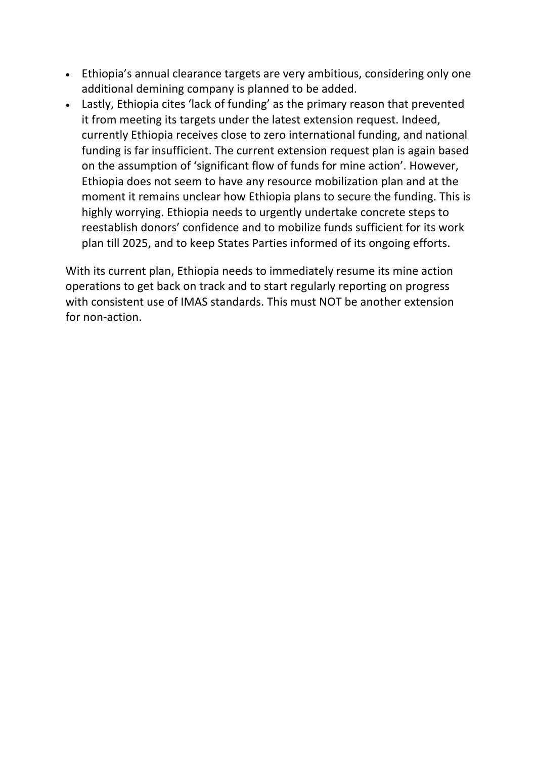- Ethiopia's annual clearance targets are very ambitious, considering only one additional demining company is planned to be added.
- Lastly, Ethiopia cites 'lack of funding' as the primary reason that prevented it from meeting its targets under the latest extension request. Indeed, currently Ethiopia receives close to zero international funding, and national funding is far insufficient. The current extension request plan is again based on the assumption of 'significant flow of funds for mine action'. However, Ethiopia does not seem to have any resource mobilization plan and at the moment it remains unclear how Ethiopia plans to secure the funding. This is highly worrying. Ethiopia needs to urgently undertake concrete steps to reestablish donors' confidence and to mobilize funds sufficient for its work plan till 2025, and to keep States Parties informed of its ongoing efforts.

With its current plan, Ethiopia needs to immediately resume its mine action operations to get back on track and to start regularly reporting on progress with consistent use of IMAS standards. This must NOT be another extension for non-action.